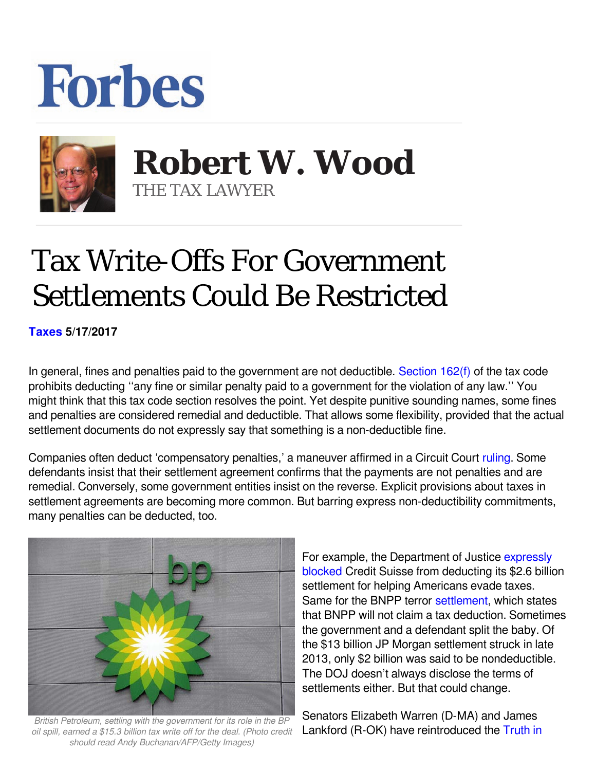Forbes

# Robert W. Wood

THE TAX LAWYER

# Tax Write-Offs For Government Settlements Could Be Restricted

**Taxes 5/17/2017**

In general, fines and penalties paid to the government are not deductible. Section 162(f) of the tax code prohibits deducting ''any fine or similar penalty paid to a government for the violation of any law.'' You might think that this tax code section resolves the point. Yet despite punitive sounding names, some fines and penalties are considered remedial and deductible. That allows some flexibility, provided that the actual settlement documents do not expressly say that something is a non-deductible fine.

Companies often deduct 'compensatory penalties,' a maneuver affirmed in a Circuit Court ruling. Some defendants insist that their settlement agreement confirms that the payments are not penalties and are remedial. Conversely, some government entities insist on the reverse. Explicit provisions about taxes in settlement agreements are becoming more common. But barring express non-deductibility commitments, many penalties can be deducted, too.

*British Petroleum, settling with the government for its role in the BP oil spill, earned a $15.3 billion tax write off for the deal. (Photo credit should read Andy Buchanan/AFP/Getty Images)*

For example, the Department of Justice expressly blocked Credit Suisse from deducting its $2.6 billion settlement for helping Americans evade taxes. Same for the BNPP terror settlement, which states that BNPP will not claim a tax deduction. Sometimes the government and a defendant split the baby. Of the $13 billion JP Morgan settlement struck in late 2013, only $2 billion was said to be nondeductible. The DOJ doesn't always disclose the terms of settlements either. But that could change.

Senators Elizabeth Warren (D-MA) and James Lankford (R-OK) have reintroduced the Truth in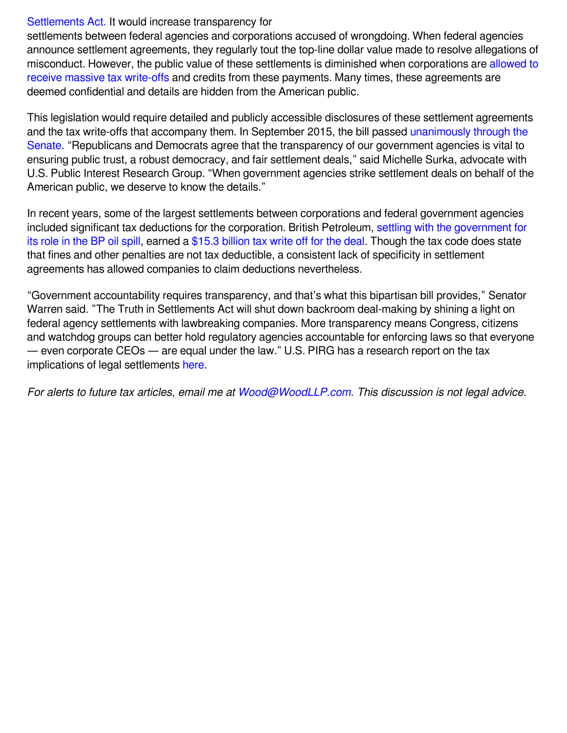Settlements Act. It would increase transparency for settlements between federal agencies and corporations accused of wrongdoing. When federal agencies announce settlement agreements, they regularly tout the top-line dollar value made to resolve allegations of misconduct. However, the public value of these settlements is diminished when corporations are allowed to receive massive tax write-offs and credits from these payments. Many times, these agreements are deemed confidential and details are hidden from the American public.

This legislation would require detailed and publicly accessible disclosures of these settlement agreements and the tax write-offs that accompany them. In September 2015, the bill passed unanimously through the Senate. "Republicans and Democrats agree that the transparency of our government agencies is vital to ensuring public trust, a robust democracy, and fair settlement deals," said Michelle Surka, advocate with U.S. Public Interest Research Group. "When government agencies strike settlement deals on behalf of the American public, we deserve to know the details."

In recent years, some of the largest settlements between corporations and federal government agencies included significant tax deductions for the corporation. British Petroleum, settling with the government for its role in the BP oil spill, earned a $15.3 billion tax write off for the deal. Though the tax code does state that fines and other penalties are not tax deductible, a consistent lack of specificity in settlement agreements has allowed companies to claim deductions nevertheless.

"Government accountability requires transparency, and that's what this bipartisan bill provides," Senator Warren said. "The Truth in Settlements Act will shut down backroom deal-making by shining a light on federal agency settlements with lawbreaking companies. More transparency means Congress, citizens and watchdog groups can better hold regulatory agencies accountable for enforcing laws so that everyone — even corporate CEOs — are equal under the law." U.S. PIRG has a research report on the tax implications of legal settlements here.

*For alerts to future tax articles, email me at Wood@WoodLLP.com. This discussion is not legal advice.*